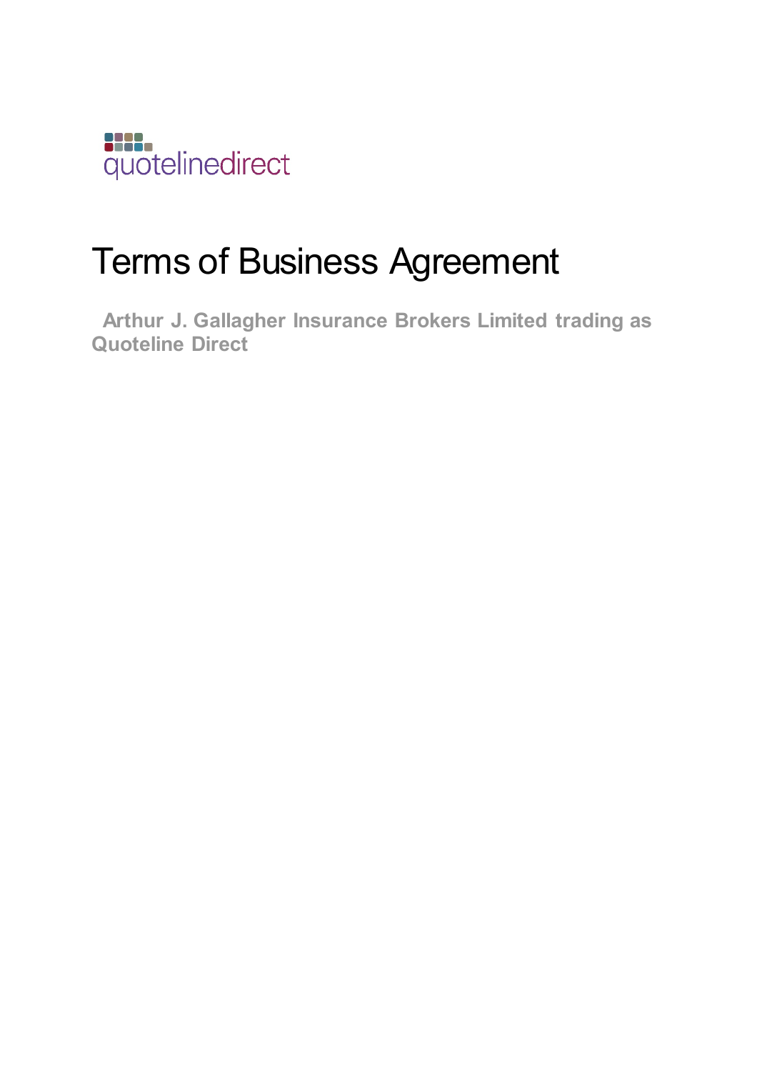quotelinedirect

# Terms of Business Agreement

**Arthur J. Gallagher Insurance Brokers Limited trading as Quoteline Direct**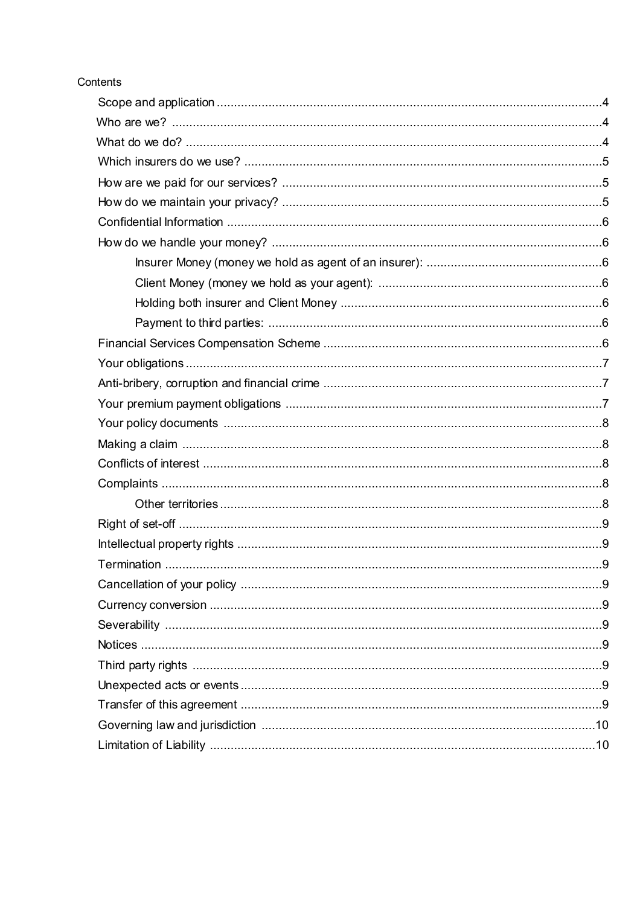Contents

- Scope and application ....................................................................................................4
- Who are we? ...................................................................................................................4
- What do we do? ..............................................................................................................4
- Which insurers do we use? .............................................................................................5
- How are we paid for our services? ..................................................................................5
- How do we maintain your privacy? .................................................................................5
- Confidential Information ..................................................................................................6
- How do we handle your money? .....................................................................................6
  - Insurer Money (money we hold as agent of an insurer): ..........................................6
  - Client Money (money we hold as your agent): .........................................................6
  - Holding both insurer and Client Money ....................................................................6
  - Payment to third parties: ..........................................................................................6
- Financial Services Compensation Scheme .....................................................................6
- Your obligations ..............................................................................................................7
- Anti-bribery, corruption and financial crime ....................................................................7
- Your premium payment obligations .................................................................................7
- Your policy documents ....................................................................................................8
- Making a claim ................................................................................................................8
- Conflicts of interest ..........................................................................................................8
- Complaints ......................................................................................................................8
  - Other territories .......................................................................................................8
- Right of set-off .................................................................................................................9
- Intellectual property rights ...............................................................................................9
- Termination .....................................................................................................................9
- Cancellation of your policy ..............................................................................................9
- Currency conversion .......................................................................................................9
- Severability .....................................................................................................................9
- Notices ............................................................................................................................9
- Third party rights .............................................................................................................9
- Unexpected acts or events ..............................................................................................9
- Transfer of this agreement ..............................................................................................9
- Governing law and jurisdiction .......................................................................................10
- Limitation of Liability ......................................................................................................10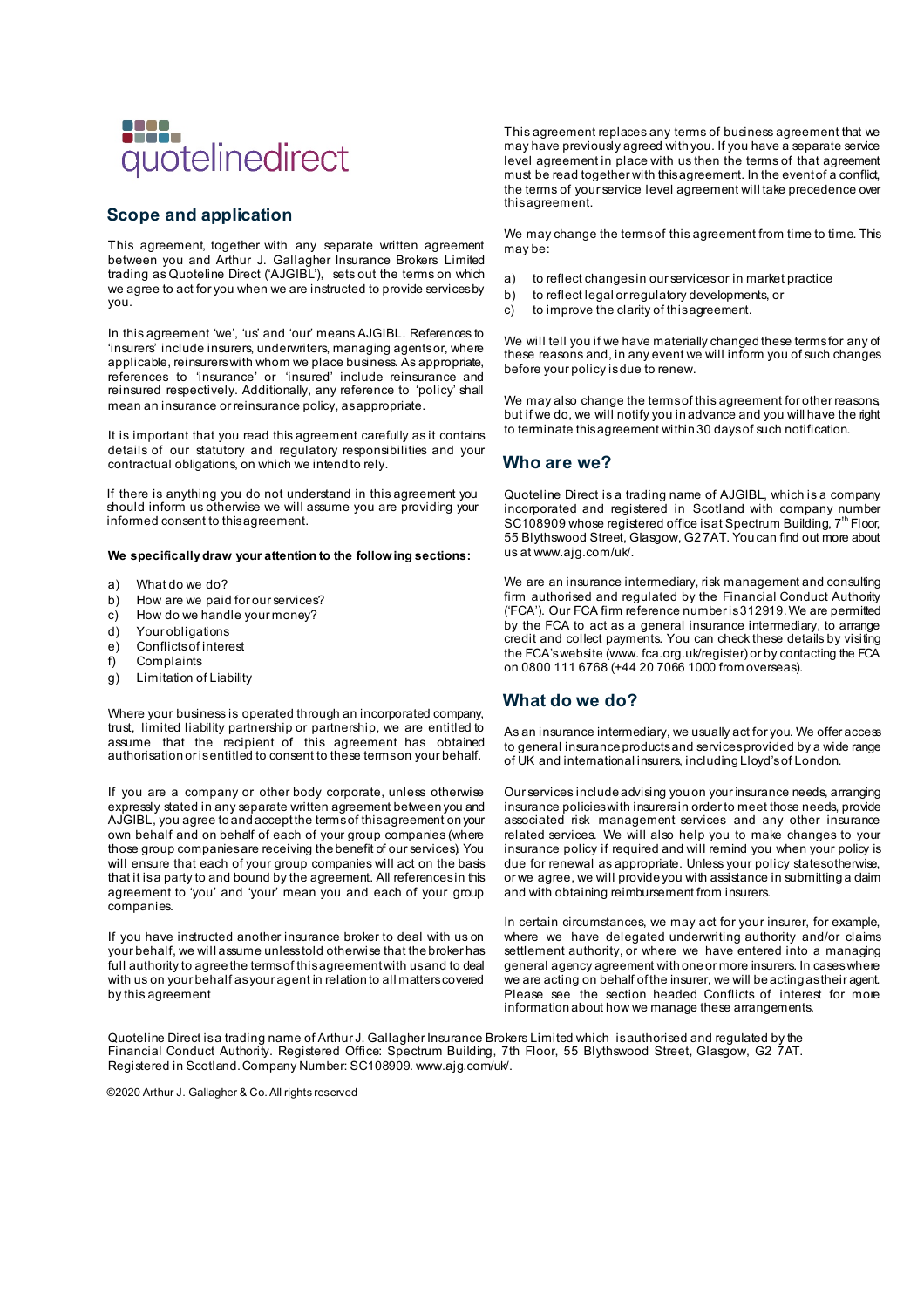quotelinedirect

## Scope and application

This agreement, together with any separate written agreement between you and Arthur J. Gallagher Insurance Brokers Limited trading as Quoteline Direct ('AJGIBL'), sets out the terms on which we agree to act for you when we are instructed to provide services by you.

In this agreement 'we', 'us' and 'our' means AJGIBL. References to 'insurers' include insurers, underwriters, managing agents or, where applicable, reinsurers with whom we place business. As appropriate, references to 'insurance' or 'insured' include reinsurance and reinsured respectively. Additionally, any reference to 'policy' shall mean an insurance or reinsurance policy, as appropriate.

It is important that you read this agreement carefully as it contains details of our statutory and regulatory responsibilities and your contractual obligations, on which we intend to rely.

If there is anything you do not understand in this agreement you should inform us otherwise we will assume you are providing your informed consent to this agreement.

**We specifically draw your attention to the following sections:**

a) What do we do?
b) How are we paid for our services?
c) How do we handle your money?
d) Your obligations
e) Conflicts of interest
f) Complaints
g) Limitation of Liability

Where your business is operated through an incorporated company, trust, limited liability partnership or partnership, we are entitled to assume that the recipient of this agreement has obtained authorisation or is entitled to consent to these terms on your behalf.

If you are a company or other body corporate, unless otherwise expressly stated in any separate written agreement between you and AJGIBL, you agree to and accept the terms of this agreement on your own behalf and on behalf of each of your group companies (where those group companies are receiving the benefit of our services). You will ensure that each of your group companies will act on the basis that it is a party to and bound by the agreement. All references in this agreement to 'you' and 'your' mean you and each of your group companies.

If you have instructed another insurance broker to deal with us on your behalf, we will assume unless told otherwise that the broker has full authority to agree the terms of this agreement with us and to deal with us on your behalf as your agent in relation to all matters covered by this agreement

This agreement replaces any terms of business agreement that we may have previously agreed with you. If you have a separate service level agreement in place with us then the terms of that agreement must be read together with this agreement. In the event of a conflict, the terms of your service level agreement will take precedence over this agreement.

We may change the terms of this agreement from time to time. This may be:

a) to reflect changes in our services or in market practice
b) to reflect legal or regulatory developments, or
c) to improve the clarity of this agreement.

We will tell you if we have materially changed these terms for any of these reasons and, in any event we will inform you of such changes before your policy is due to renew.

We may also change the terms of this agreement for other reasons, but if we do, we will notify you in advance and you will have the right to terminate this agreement within 30 days of such notification.

## Who are we?

Quoteline Direct is a trading name of AJGIBL, which is a company incorporated and registered in Scotland with company number SC108909 whose registered office is at Spectrum Building, 7th Floor, 55 Blythswood Street, Glasgow, G2 7AT. You can find out more about us at www.ajg.com/uk/.

We are an insurance intermediary, risk management and consulting firm authorised and regulated by the Financial Conduct Authority ('FCA'). Our FCA firm reference number is 312919. We are permitted by the FCA to act as a general insurance intermediary, to arrange credit and collect payments. You can check these details by visiting the FCA's website (www. fca.org.uk/register) or by contacting the FCA on 0800 111 6768 (+44 20 7066 1000 from overseas).

## What do we do?

As an insurance intermediary, we usually act for you. We offer access to general insurance products and services provided by a wide range of UK and international insurers, including Lloyd's of London.

Our services include advising you on your insurance needs, arranging insurance policies with insurers in order to meet those needs, provide associated risk management services and any other insurance related services. We will also help you to make changes to your insurance policy if required and will remind you when your policy is due for renewal as appropriate. Unless your policy states otherwise, or we agree, we will provide you with assistance in submitting a claim and with obtaining reimbursement from insurers.

In certain circumstances, we may act for your insurer, for example, where we have delegated underwriting authority and/or claims settlement authority, or where we have entered into a managing general agency agreement with one or more insurers. In cases where we are acting on behalf of the insurer, we will be acting as their agent. Please see the section headed Conflicts of interest for more information about how we manage these arrangements.

Quoteline Direct is a trading name of Arthur J. Gallagher Insurance Brokers Limited which is authorised and regulated by the Financial Conduct Authority. Registered Office: Spectrum Building, 7th Floor, 55 Blythswood Street, Glasgow, G2 7AT. Registered in Scotland. Company Number: SC108909. www.ajg.com/uk/.

©2020 Arthur J. Gallagher & Co. All rights reserved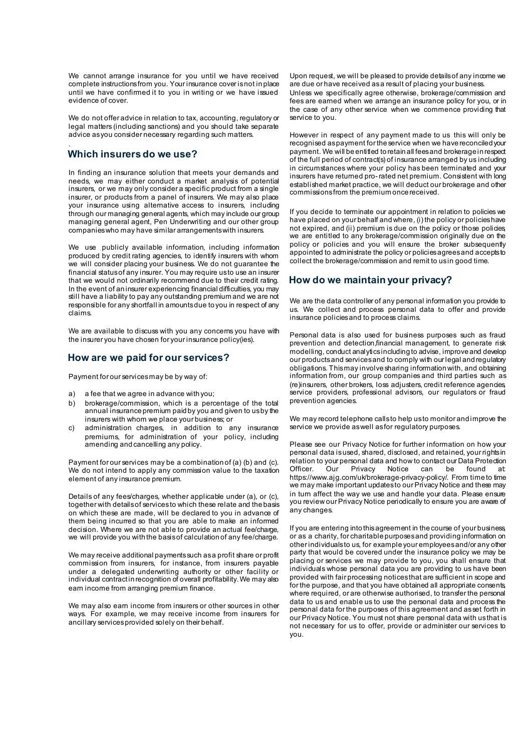We cannot arrange insurance for you until we have received complete instructions from you. Your insurance cover is not in place until we have confirmed it to you in writing or we have issued evidence of cover.

We do not offer advice in relation to tax, accounting, regulatory or legal matters (including sanctions) and you should take separate advice as you consider necessary regarding such matters.

## Which insurers do we use?

In finding an insurance solution that meets your demands and needs, we may either conduct a market analysis of potential insurers, or we may only consider a specific product from a single insurer, or products from a panel of insurers. We may also place your insurance using alternative access to insurers, including through our managing general agents, which may include our group managing general agent, Pen Underwriting and our other group companies who may have similar arrangements with insurers.

We use publicly available information, including information produced by credit rating agencies, to identify insurers with whom we will consider placing your business. We do not guarantee the financial status of any insurer. You may require us to use an insurer that we would not ordinarily recommend due to their credit rating. In the event of an insurer experiencing financial difficulties, you may still have a liability to pay any outstanding premium and we are not responsible for any shortfall in amounts due to you in respect of any claims.

We are available to discuss with you any concerns you have with the insurer you have chosen for your insurance policy(ies).

## How are we paid for our services?

Payment for our services may be by way of:

a) a fee that we agree in advance with you;
b) brokerage/commission, which is a percentage of the total annual insurance premium paid by you and given to us by the insurers with whom we place your business; or
c) administration charges, in addition to any insurance premiums, for administration of your policy, including amending and cancelling any policy.

Payment for our services may be a combination of (a) (b) and (c). We do not intend to apply any commission value to the taxation element of any insurance premium.

Details of any fees/charges, whether applicable under (a), or (c), together with details of services to which these relate and the basis on which these are made, will be declared to you in advance of them being incurred so that you are able to make an informed decision. Where we are not able to provide an actual fee/charge, we will provide you with the basis of calculation of any fee/charge.

We may receive additional payments such as a profit share or profit commission from insurers, for instance, from insurers payable under a delegated underwriting authority or other facility or individual contract in recognition of overall profitability. We may also earn income from arranging premium finance.

We may also earn income from insurers or other sources in other ways. For example, we may receive income from insurers for ancillary services provided solely on their behalf.

Upon request, we will be pleased to provide details of any income we are due or have received as a result of placing your business.

Unless we specifically agree otherwise, brokerage/commission and fees are earned when we arrange an insurance policy for you, or in the case of any other service when we commence providing that service to you.

However in respect of any payment made to us this will only be recognised as payment for the service when we have reconciled your payment. We will be entitled to retain all fees and brokerage in respect of the full period of contract(s) of insurance arranged by us including in circumstances where your policy has been terminated and your insurers have returned pro-rated net premium. Consistent with long established market practice, we will deduct our brokerage and other commissions from the premium once received.

If you decide to terminate our appointment in relation to policies we have placed on your behalf and where, (i) the policy or policies have not expired, and (ii) premium is due on the policy or those policies, we are entitled to any brokerage/commission originally due on the policy or policies and you will ensure the broker subsequently appointed to administrate the policy or policies agrees and accepts to collect the brokerage/commission and remit to us in good time.

## How do we maintain your privacy?

We are the data controller of any personal information you provide to us. We collect and process personal data to offer and provide insurance policies and to process claims.

Personal data is also used for business purposes such as fraud prevention and detection, financial management, to generate risk modelling, conduct analytics including to advise, improve and develop our products and services and to comply with our legal and regulatory obligations. This may involve sharing information with, and obtaining information from, our group companies and third parties such as (re)insurers, other brokers, loss adjusters, credit reference agencies, service providers, professional advisors, our regulators or fraud prevention agencies.

We may record telephone calls to help us to monitor and improve the service we provide as well as for regulatory purposes.

Please see our Privacy Notice for further information on how your personal data is used, shared, disclosed, and retained, your rights in relation to your personal data and how to contact our Data Protection Officer. Our Privacy Notice can be found at: https://www.ajg.com/uk/brokerage-privacy-policy/. From time to time we may make important updates to our Privacy Notice and these may in turn affect the way we use and handle your data. Please ensure you review our Privacy Notice periodically to ensure you are aware of any changes.

If you are entering into this agreement in the course of your business, or as a charity, for charitable purposes and providing information on other individuals to us, for example your employees and/or any other party that would be covered under the insurance policy we may be placing or services we may provide to you, you shall ensure that individuals whose personal data you are providing to us have been provided with fair processing notices that are sufficient in scope and for the purpose, and that you have obtained all appropriate consents, where required, or are otherwise authorised, to transfer the personal data to us and enable us to use the personal data and process the personal data for the purposes of this agreement and as set forth in our Privacy Notice. You must not share personal data with us that is not necessary for us to offer, provide or administer our services to you.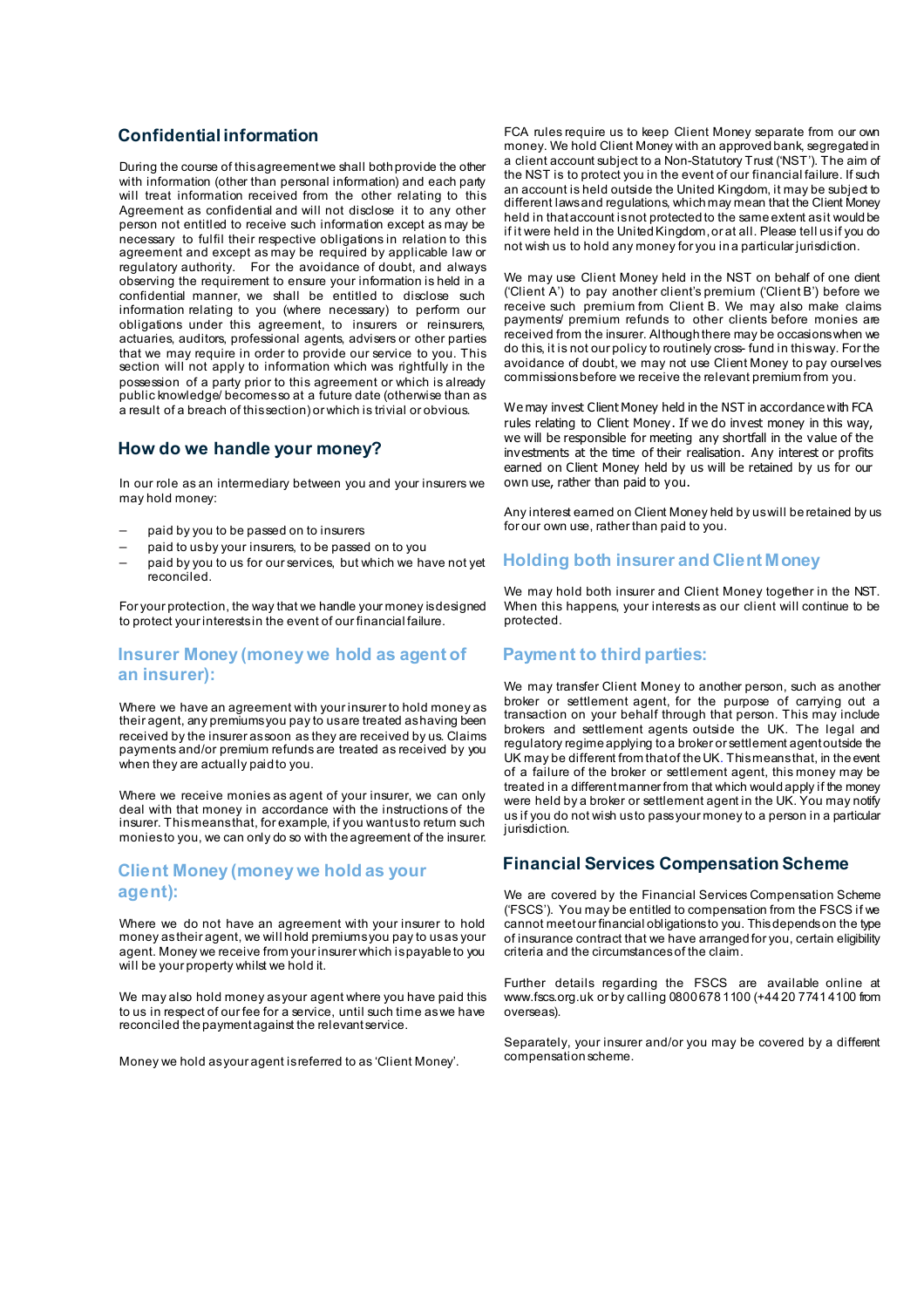## Confidential information

During the course of this agreement we shall both provide the other with information (other than personal information) and each party will treat information received from the other relating to this Agreement as confidential and will not disclose it to any other person not entitled to receive such information except as may be necessary to fulfil their respective obligations in relation to this agreement and except as may be required by applicable law or regulatory authority. For the avoidance of doubt, and always observing the requirement to ensure your information is held in a confidential manner, we shall be entitled to disclose such information relating to you (where necessary) to perform our obligations under this agreement, to insurers or reinsurers, actuaries, auditors, professional agents, advisers or other parties that we may require in order to provide our service to you. This section will not apply to information which was rightfully in the possession of a party prior to this agreement or which is already public knowledge/ becomes so at a future date (otherwise than as a result of a breach of this section) or which is trivial or obvious.

## How do we handle your money?

In our role as an intermediary between you and your insurers we may hold money:

- paid by you to be passed on to insurers
- paid to us by your insurers, to be passed on to you
- paid by you to us for our services, but which we have not yet reconciled.

For your protection, the way that we handle your money is designed to protect your interests in the event of our financial failure.

### Insurer Money (money we hold as agent of an insurer):

Where we have an agreement with your insurer to hold money as their agent, any premiums you pay to us are treated as having been received by the insurer as soon as they are received by us. Claims payments and/or premium refunds are treated as received by you when they are actually paid to you.

Where we receive monies as agent of your insurer, we can only deal with that money in accordance with the instructions of the insurer. This means that, for example, if you want us to return such monies to you, we can only do so with the agreement of the insurer.

### Client Money (money we hold as your agent):

Where we do not have an agreement with your insurer to hold money as their agent, we will hold premiums you pay to us as your agent. Money we receive from your insurer which is payable to you will be your property whilst we hold it.

We may also hold money as your agent where you have paid this to us in respect of our fee for a service, until such time as we have reconciled the payment against the relevant service.

Money we hold as your agent is referred to as 'Client Money'.

FCA rules require us to keep Client Money separate from our own money. We hold Client Money with an approved bank, segregated in a client account subject to a Non-Statutory Trust ('NST'). The aim of the NST is to protect you in the event of our financial failure. If such an account is held outside the United Kingdom, it may be subject to different laws and regulations, which may mean that the Client Money held in that account is not protected to the same extent as it would be if it were held in the United Kingdom, or at all. Please tell us if you do not wish us to hold any money for you in a particular jurisdiction.

We may use Client Money held in the NST on behalf of one client ('Client A') to pay another client's premium ('Client B') before we receive such premium from Client B. We may also make claims payments/ premium refunds to other clients before monies are received from the insurer. Although there may be occasions when we do this, it is not our policy to routinely cross- fund in this way. For the avoidance of doubt, we may not use Client Money to pay ourselves commissions before we receive the relevant premium from you.

We may invest Client Money held in the NST in accordance with FCA rules relating to Client Money. If we do invest money in this way, we will be responsible for meeting any shortfall in the value of the investments at the time of their realisation. Any interest or profits earned on Client Money held by us will be retained by us for our own use, rather than paid to you.

Any interest earned on Client Money held by us will be retained by us for our own use, rather than paid to you.

### Holding both insurer and Client Money

We may hold both insurer and Client Money together in the NST. When this happens, your interests as our client will continue to be protected.

### Payment to third parties:

We may transfer Client Money to another person, such as another broker or settlement agent, for the purpose of carrying out a transaction on your behalf through that person. This may include brokers and settlement agents outside the UK. The legal and regulatory regime applying to a broker or settlement agent outside the UK may be different from that of the UK. This means that, in the event of a failure of the broker or settlement agent, this money may be treated in a different manner from that which would apply if the money were held by a broker or settlement agent in the UK. You may notify us if you do not wish us to pass your money to a person in a particular jurisdiction.

## Financial Services Compensation Scheme

We are covered by the Financial Services Compensation Scheme ('FSCS'). You may be entitled to compensation from the FSCS if we cannot meet our financial obligations to you. This depends on the type of insurance contract that we have arranged for you, certain eligibility criteria and the circumstances of the claim.

Further details regarding the FSCS are available online at www.fscs.org.uk or by calling 0800 678 1100 (+44 20 7741 4100 from overseas).

Separately, your insurer and/or you may be covered by a different compensation scheme.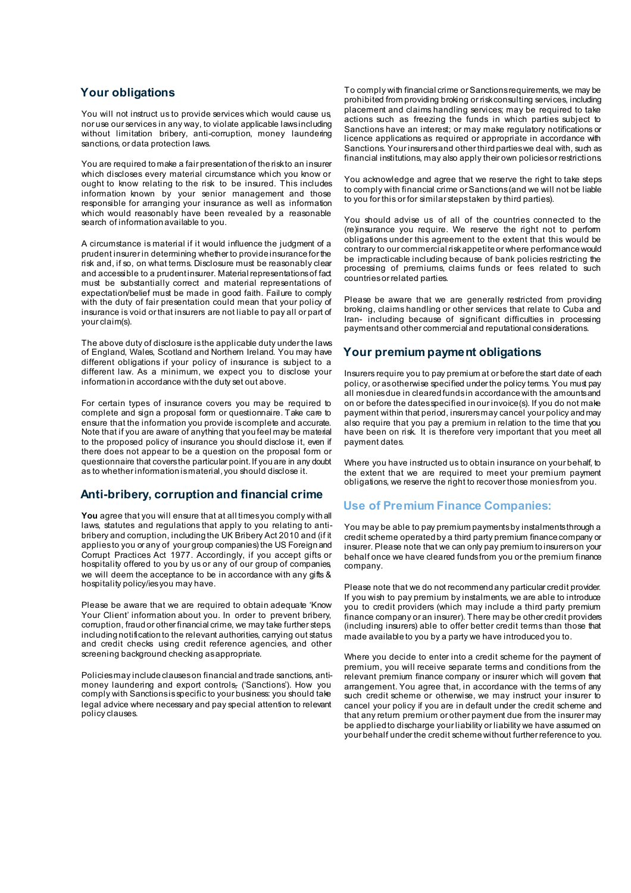## Your obligations

You will not instruct us to provide services which would cause us, nor use our services in any way, to violate applicable laws including without limitation bribery, anti-corruption, money laundering, sanctions, or data protection laws.

You are required to make a fair presentation of the risk to an insurer which discloses every material circumstance which you know or ought to know relating to the risk to be insured. This includes information known by your senior management and those responsible for arranging your insurance as well as information which would reasonably have been revealed by a reasonable search of information available to you.

A circumstance is material if it would influence the judgment of a prudent insurer in determining whether to provide insurance for the risk and, if so, on what terms. Disclosure must be reasonably clear and accessible to a prudent insurer. Material representations of fact must be substantially correct and material representations of expectation/belief must be made in good faith. Failure to comply with the duty of fair presentation could mean that your policy of insurance is void or that insurers are not liable to pay all or part of your claim(s).

The above duty of disclosure is the applicable duty under the laws of England, Wales, Scotland and Northern Ireland. You may have different obligations if your policy of insurance is subject to a different law. As a minimum, we expect you to disclose your information in accordance with the duty set out above.

For certain types of insurance covers you may be required to complete and sign a proposal form or questionnaire. Take care to ensure that the information you provide is complete and accurate. Note that if you are aware of anything that you feel may be material to the proposed policy of insurance you should disclose it, even if there does not appear to be a question on the proposal form or questionnaire that covers the particular point. If you are in any doubt as to whether information is material, you should disclose it.

## Anti-bribery, corruption and financial crime

**You** agree that you will ensure that at all times you comply with all laws, statutes and regulations that apply to you relating to anti-bribery and corruption, including the UK Bribery Act 2010 and (if it applies to you or any of your group companies) the US Foreign and Corrupt Practices Act 1977. Accordingly, if you accept gifts or hospitality offered to you by us or any of our group of companies, we will deem the acceptance to be in accordance with any gifts & hospitality policy/ies you may have.

Please be aware that we are required to obtain adequate 'Know Your Client' information about you. In order to prevent bribery, corruption, fraud or other financial crime, we may take further steps, including notification to the relevant authorities, carrying out status and credit checks using credit reference agencies, and other screening background checking as appropriate.

Policies may include clauses on financial and trade sanctions, anti-money laundering and export controls, ('Sanctions'). How you comply with Sanctions is specific to your business: you should take legal advice where necessary and pay special attention to relevant policy clauses.

To comply with financial crime or Sanctions requirements, we may be prohibited from providing broking or risk consulting services, including placement and claims handling services; may be required to take actions such as freezing the funds in which parties subject to Sanctions have an interest; or may make regulatory notifications or licence applications as required or appropriate in accordance with Sanctions. Your insurers and other third parties we deal with, such as financial institutions, may also apply their own policies or restrictions.

You acknowledge and agree that we reserve the right to take steps to comply with financial crime or Sanctions (and we will not be liable to you for this or for similar steps taken by third parties).

You should advise us of all of the countries connected to the (re)insurance you require. We reserve the right not to perform obligations under this agreement to the extent that this would be contrary to our commercial risk appetite or where performance would be impracticable including because of bank policies restricting the processing of premiums, claims funds or fees related to such countries or related parties.

Please be aware that we are generally restricted from providing broking, claims handling or other services that relate to Cuba and Iran- including because of significant difficulties in processing payments and other commercial and reputational considerations.

## Your premium payment obligations

Insurers require you to pay premium at or before the start date of each policy, or as otherwise specified under the policy terms. You must pay all monies due in cleared funds in accordance with the amounts and on or before the dates specified in our invoice(s). If you do not make payment within that period, insurers may cancel your policy and may also require that you pay a premium in relation to the time that you have been on risk. It is therefore very important that you meet all payment dates.

Where you have instructed us to obtain insurance on your behalf, to the extent that we are required to meet your premium payment obligations, we reserve the right to recover those monies from you.

## Use of Premium Finance Companies:

You may be able to pay premium payments by instalments through a credit scheme operated by a third party premium finance company or insurer. Please note that we can only pay premium to insurers on your behalf once we have cleared funds from you or the premium finance company.

Please note that we do not recommend any particular credit provider. If you wish to pay premium by instalments, we are able to introduce you to credit providers (which may include a third party premium finance company or an insurer). There may be other credit providers (including insurers) able to offer better credit terms than those that made available to you by a party we have introduced you to.

Where you decide to enter into a credit scheme for the payment of premium, you will receive separate terms and conditions from the relevant premium finance company or insurer which will govern that arrangement. You agree that, in accordance with the terms of any such credit scheme or otherwise, we may instruct your insurer to cancel your policy if you are in default under the credit scheme and that any return premium or other payment due from the insurer may be applied to discharge your liability or liability we have assumed on your behalf under the credit scheme without further reference to you.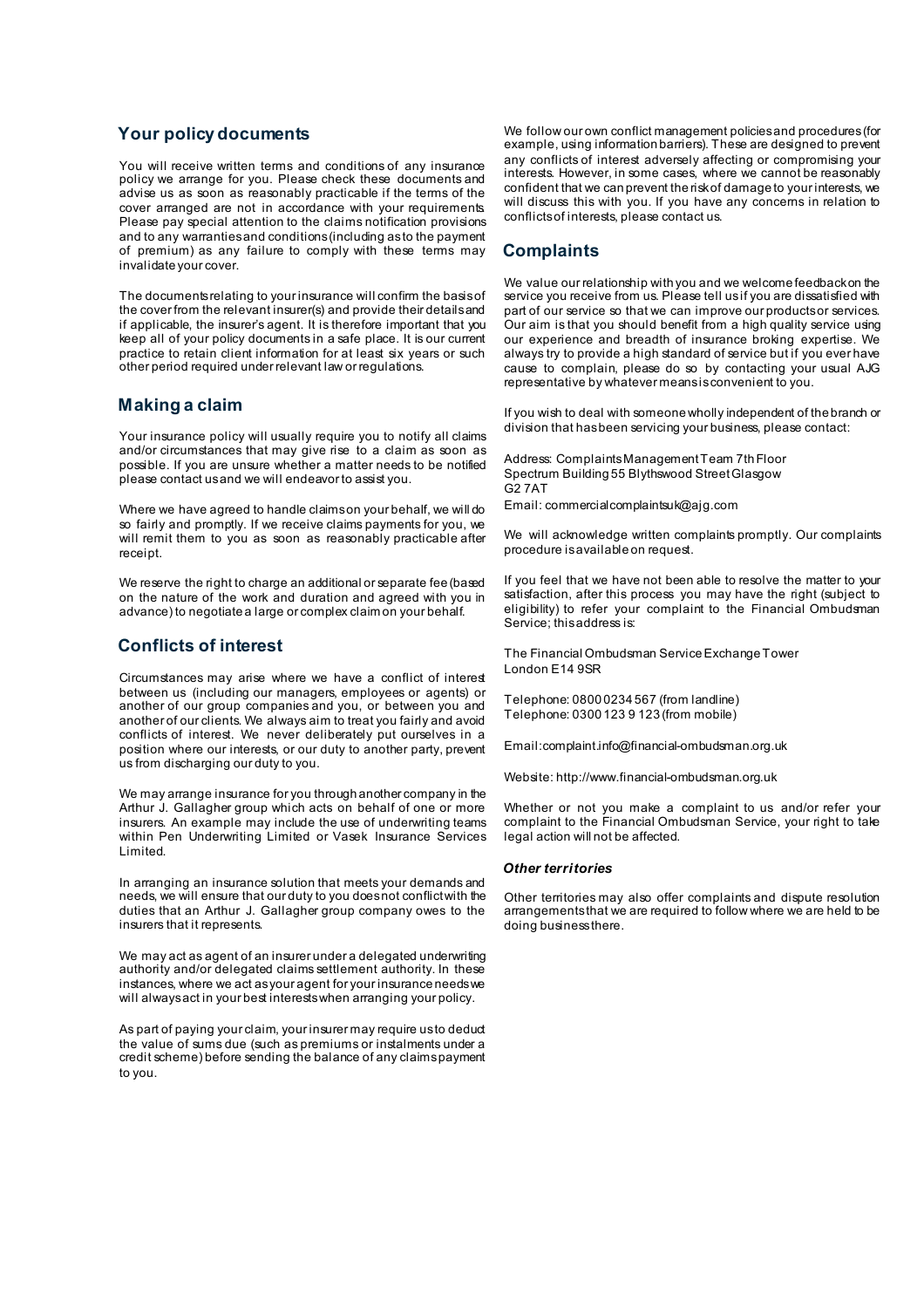## Your policy documents

You will receive written terms and conditions of any insurance policy we arrange for you. Please check these documents and advise us as soon as reasonably practicable if the terms of the cover arranged are not in accordance with your requirements. Please pay special attention to the claims notification provisions and to any warranties and conditions (including as to the payment of premium) as any failure to comply with these terms may invalidate your cover.

The documents relating to your insurance will confirm the basis of the cover from the relevant insurer(s) and provide their details and if applicable, the insurer's agent. It is therefore important that you keep all of your policy documents in a safe place. It is our current practice to retain client information for at least six years or such other period required under relevant law or regulations.

## Making a claim

Your insurance policy will usually require you to notify all claims and/or circumstances that may give rise to a claim as soon as possible. If you are unsure whether a matter needs to be notified please contact us and we will endeavor to assist you.

Where we have agreed to handle claims on your behalf, we will do so fairly and promptly. If we receive claims payments for you, we will remit them to you as soon as reasonably practicable after receipt.

We reserve the right to charge an additional or separate fee (based on the nature of the work and duration and agreed with you in advance) to negotiate a large or complex claim on your behalf.

## Conflicts of interest

Circumstances may arise where we have a conflict of interest between us (including our managers, employees or agents) or another of our group companies and you, or between you and another of our clients. We always aim to treat you fairly and avoid conflicts of interest. We never deliberately put ourselves in a position where our interests, or our duty to another party, prevent us from discharging our duty to you.

We may arrange insurance for you through another company in the Arthur J. Gallagher group which acts on behalf of one or more insurers. An example may include the use of underwriting teams within Pen Underwriting Limited or Vasek Insurance Services Limited.

In arranging an insurance solution that meets your demands and needs, we will ensure that our duty to you does not conflict with the duties that an Arthur J. Gallagher group company owes to the insurers that it represents.

We may act as agent of an insurer under a delegated underwriting authority and/or delegated claims settlement authority. In these instances, where we act as your agent for your insurance needs we will always act in your best interests when arranging your policy.

As part of paying your claim, your insurer may require us to deduct the value of sums due (such as premiums or instalments under a credit scheme) before sending the balance of any claims payment to you.

We follow our own conflict management policies and procedures (for example, using information barriers). These are designed to prevent any conflicts of interest adversely affecting or compromising your interests. However, in some cases, where we cannot be reasonably confident that we can prevent the risk of damage to your interests, we will discuss this with you. If you have any concerns in relation to conflicts of interests, please contact us.

## Complaints

We value our relationship with you and we welcome feedback on the service you receive from us. Please tell us if you are dissatisfied with part of our service so that we can improve our products or services. Our aim is that you should benefit from a high quality service using our experience and breadth of insurance broking expertise. We always try to provide a high standard of service but if you ever have cause to complain, please do so by contacting your usual AJG representative by whatever means is convenient to you.

If you wish to deal with someone wholly independent of the branch or division that has been servicing your business, please contact:

Address: Complaints Management Team 7th Floor
Spectrum Building 55 Blythswood Street Glasgow
G2 7AT
Email: commercialcomplaintsuk@ajg.com

We will acknowledge written complaints promptly. Our complaints procedure is available on request.

If you feel that we have not been able to resolve the matter to your satisfaction, after this process you may have the right (subject to eligibility) to refer your complaint to the Financial Ombudsman Service; this address is:

The Financial Ombudsman Service Exchange Tower
London E14 9SR

Telephone: 0800 0234 567 (from landline)
Telephone: 0300 123 9 123 (from mobile)

Email: complaint.info@financial-ombudsman.org.uk

Website: http://www.financial-ombudsman.org.uk

Whether or not you make a complaint to us and/or refer your complaint to the Financial Ombudsman Service, your right to take legal action will not be affected.

### *Other territories*

Other territories may also offer complaints and dispute resolution arrangements that we are required to follow where we are held to be doing business there.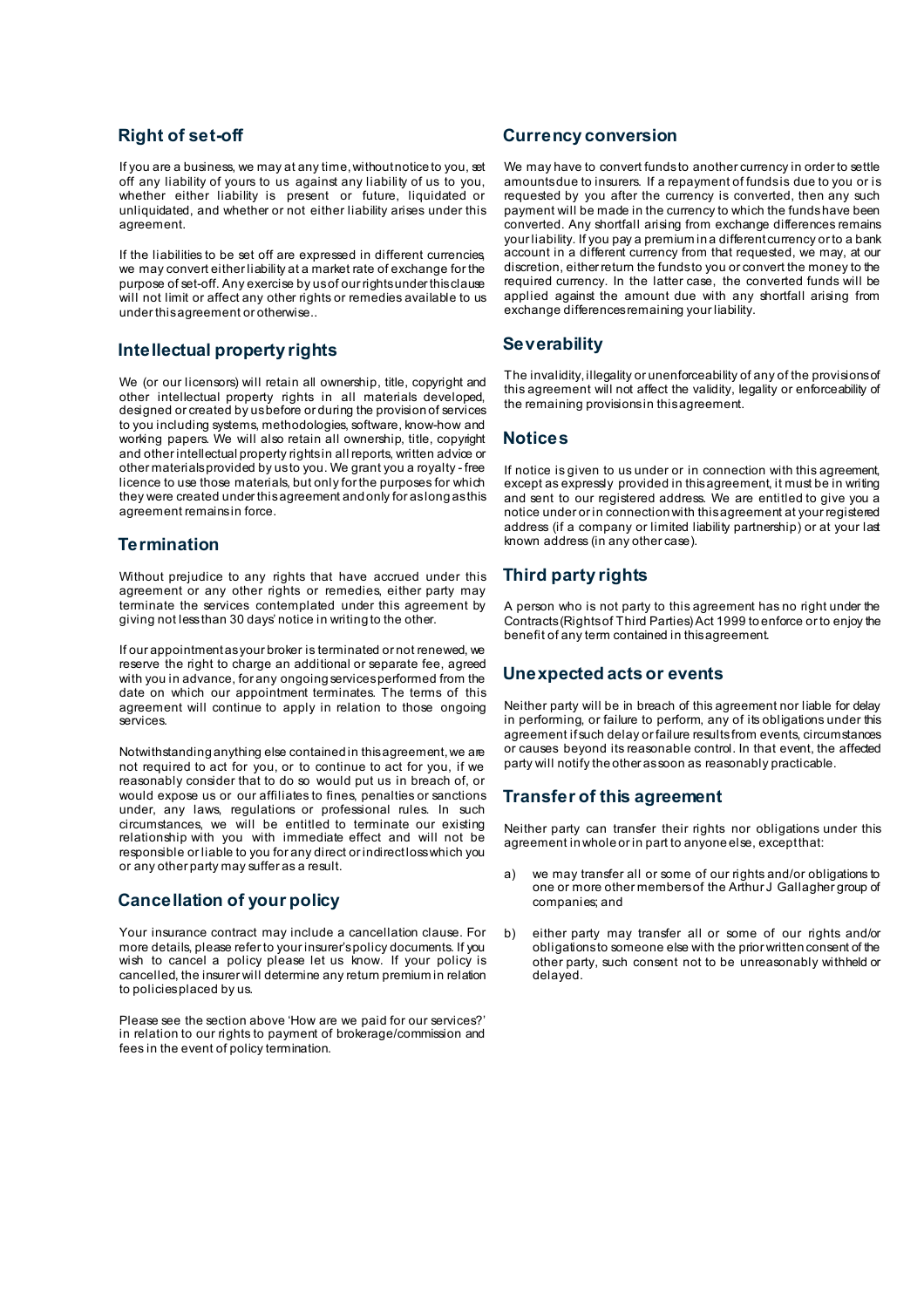## Right of set-off

If you are a business, we may at any time, without notice to you, set off any liability of yours to us against any liability of us to you, whether either liability is present or future, liquidated or unliquidated, and whether or not either liability arises under this agreement.

If the liabilities to be set off are expressed in different currencies, we may convert either liability at a market rate of exchange for the purpose of set-off. Any exercise by us of our rights under this clause will not limit or affect any other rights or remedies available to us under this agreement or otherwise..

## Intellectual property rights

We (or our licensors) will retain all ownership, title, copyright and other intellectual property rights in all materials developed, designed or created by us before or during the provision of services to you including systems, methodologies, software, know-how and working papers. We will also retain all ownership, title, copyright and other intellectual property rights in all reports, written advice or other materials provided by us to you. We grant you a royalty - free licence to use those materials, but only for the purposes for which they were created under this agreement and only for as long as this agreement remains in force.

## Termination

Without prejudice to any rights that have accrued under this agreement or any other rights or remedies, either party may terminate the services contemplated under this agreement by giving not less than 30 days' notice in writing to the other.

If our appointment as your broker is terminated or not renewed, we reserve the right to charge an additional or separate fee, agreed with you in advance, for any ongoing services performed from the date on which our appointment terminates. The terms of this agreement will continue to apply in relation to those ongoing services.

Notwithstanding anything else contained in this agreement, we are not required to act for you, or to continue to act for you, if we reasonably consider that to do so would put us in breach of, or would expose us or our affiliates to fines, penalties or sanctions under, any laws, regulations or professional rules. In such circumstances, we will be entitled to terminate our existing relationship with you with immediate effect and will not be responsible or liable to you for any direct or indirect loss which you or any other party may suffer as a result.

## Cancellation of your policy

Your insurance contract may include a cancellation clause. For more details, please refer to your insurer's policy documents. If you wish to cancel a policy please let us know. If your policy is cancelled, the insurer will determine any return premium in relation to policies placed by us.

Please see the section above 'How are we paid for our services?' in relation to our rights to payment of brokerage/commission and fees in the event of policy termination.

## Currency conversion

We may have to convert funds to another currency in order to settle amounts due to insurers. If a repayment of funds is due to you or is requested by you after the currency is converted, then any such payment will be made in the currency to which the funds have been converted. Any shortfall arising from exchange differences remains your liability. If you pay a premium in a different currency or to a bank account in a different currency from that requested, we may, at our discretion, either return the funds to you or convert the money to the required currency. In the latter case, the converted funds will be applied against the amount due with any shortfall arising from exchange differences remaining your liability.

## Severability

The invalidity, illegality or unenforceability of any of the provisions of this agreement will not affect the validity, legality or enforceability of the remaining provisions in this agreement.

## Notices

If notice is given to us under or in connection with this agreement, except as expressly provided in this agreement, it must be in writing and sent to our registered address. We are entitled to give you a notice under or in connection with this agreement at your registered address (if a company or limited liability partnership) or at your last known address (in any other case).

## Third party rights

A person who is not party to this agreement has no right under the Contracts (Rights of Third Parties) Act 1999 to enforce or to enjoy the benefit of any term contained in this agreement.

## Unexpected acts or events

Neither party will be in breach of this agreement nor liable for delay in performing, or failure to perform, any of its obligations under this agreement if such delay or failure results from events, circumstances or causes beyond its reasonable control. In that event, the affected party will notify the other as soon as reasonably practicable.

## Transfer of this agreement

Neither party can transfer their rights nor obligations under this agreement in whole or in part to anyone else, except that:

a) we may transfer all or some of our rights and/or obligations to one or more other members of the Arthur J Gallagher group of companies; and

b) either party may transfer all or some of our rights and/or obligations to someone else with the prior written consent of the other party, such consent not to be unreasonably withheld or delayed.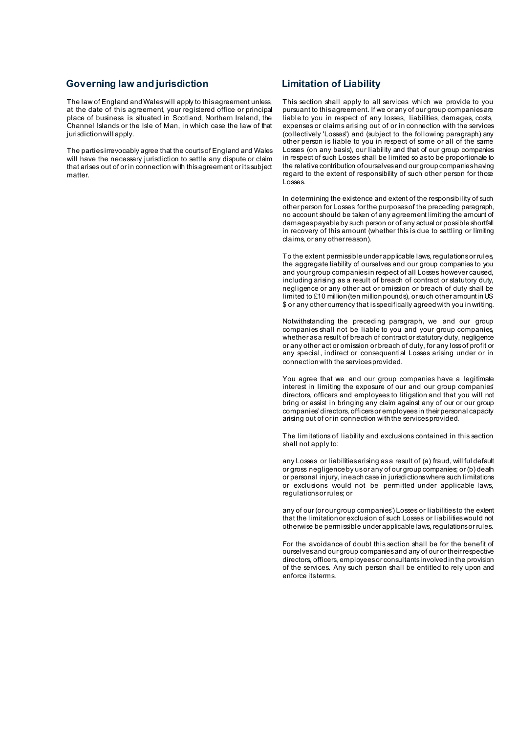## Governing law and jurisdiction

The law of England and Wales will apply to this agreement unless, at the date of this agreement, your registered office or principal place of business is situated in Scotland, Northern Ireland, the Channel Islands or the Isle of Man, in which case the law of that jurisdiction will apply.

The parties irrevocably agree that the courts of England and Wales will have the necessary jurisdiction to settle any dispute or claim that arises out of or in connection with this agreement or its subject matter.

## Limitation of Liability

This section shall apply to all services which we provide to you pursuant to this agreement. If we or any of our group companies are liable to you in respect of any losses, liabilities, damages, costs, expenses or claims arising out of or in connection with the services (collectively 'Losses') and (subject to the following paragraph) any other person is liable to you in respect of some or all of the same Losses (on any basis), our liability and that of our group companies in respect of such Losses shall be limited so as to be proportionate to the relative contribution of ourselves and our group companies having regard to the extent of responsibility of such other person for those Losses.

In determining the existence and extent of the responsibility of such other person for Losses for the purposes of the preceding paragraph, no account should be taken of any agreement limiting the amount of damages payable by such person or of any actual or possible shortfall in recovery of this amount (whether this is due to settling or limiting claims, or any other reason).

To the extent permissible under applicable laws, regulations or rules, the aggregate liability of ourselves and our group companies to you and your group companies in respect of all Losses however caused, including arising as a result of breach of contract or statutory duty, negligence or any other act or omission or breach of duty shall be limited to £10 million (ten million pounds), or such other amount in US $ or any other currency that is specifically agreed with you in writing.

Notwithstanding the preceding paragraph, we and our group companies shall not be liable to you and your group companies, whether as a result of breach of contract or statutory duty, negligence or any other act or omission or breach of duty, for any loss of profit or any special, indirect or consequential Losses arising under or in connection with the services provided.

You agree that we and our group companies have a legitimate interest in limiting the exposure of our and our group companies' directors, officers and employees to litigation and that you will not bring or assist in bringing any claim against any of our or our group companies' directors, officers or employees in their personal capacity arising out of or in connection with the services provided.

The limitations of liability and exclusions contained in this section shall not apply to:

any Losses or liabilities arising as a result of (a) fraud, willful default or gross negligence by us or any of our group companies; or (b) death or personal injury, in each case in jurisdictions where such limitations or exclusions would not be permitted under applicable laws, regulations or rules; or

any of our (or our group companies') Losses or liabilities to the extent that the limitation or exclusion of such Losses or liabilities would not otherwise be permissible under applicable laws, regulations or rules.

For the avoidance of doubt this section shall be for the benefit of ourselves and our group companies and any of our or their respective directors, officers, employees or consultants involved in the provision of the services. Any such person shall be entitled to rely upon and enforce its terms.